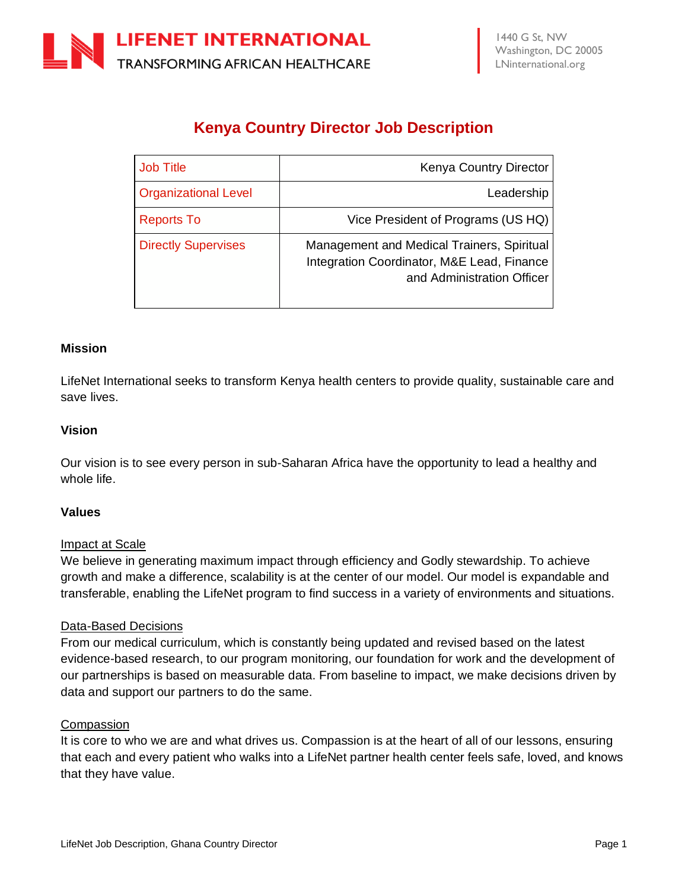LIFENET INTERNATIONAL
TRANSFORMING AFRICAN HEALTHCARE

1440 G St, NW
Washington, DC 20005
LNinternational.org

# Kenya Country Director Job Description

| Job Title | Kenya Country Director |
|---|---|
| Organizational Level | Leadership |
| Reports To | Vice President of Programs (US HQ) |
| Directly Supervises | Management and Medical Trainers, Spiritual Integration Coordinator, M&E Lead, Finance and Administration Officer |

**Mission**

LifeNet International seeks to transform Kenya health centers to provide quality, sustainable care and save lives.

**Vision**

Our vision is to see every person in sub-Saharan Africa have the opportunity to lead a healthy and whole life.

**Values**

Impact at Scale
We believe in generating maximum impact through efficiency and Godly stewardship. To achieve growth and make a difference, scalability is at the center of our model. Our model is expandable and transferable, enabling the LifeNet program to find success in a variety of environments and situations.

Data-Based Decisions
From our medical curriculum, which is constantly being updated and revised based on the latest evidence-based research, to our program monitoring, our foundation for work and the development of our partnerships is based on measurable data. From baseline to impact, we make decisions driven by data and support our partners to do the same.

Compassion
It is core to who we are and what drives us. Compassion is at the heart of all of our lessons, ensuring that each and every patient who walks into a LifeNet partner health center feels safe, loved, and knows that they have value.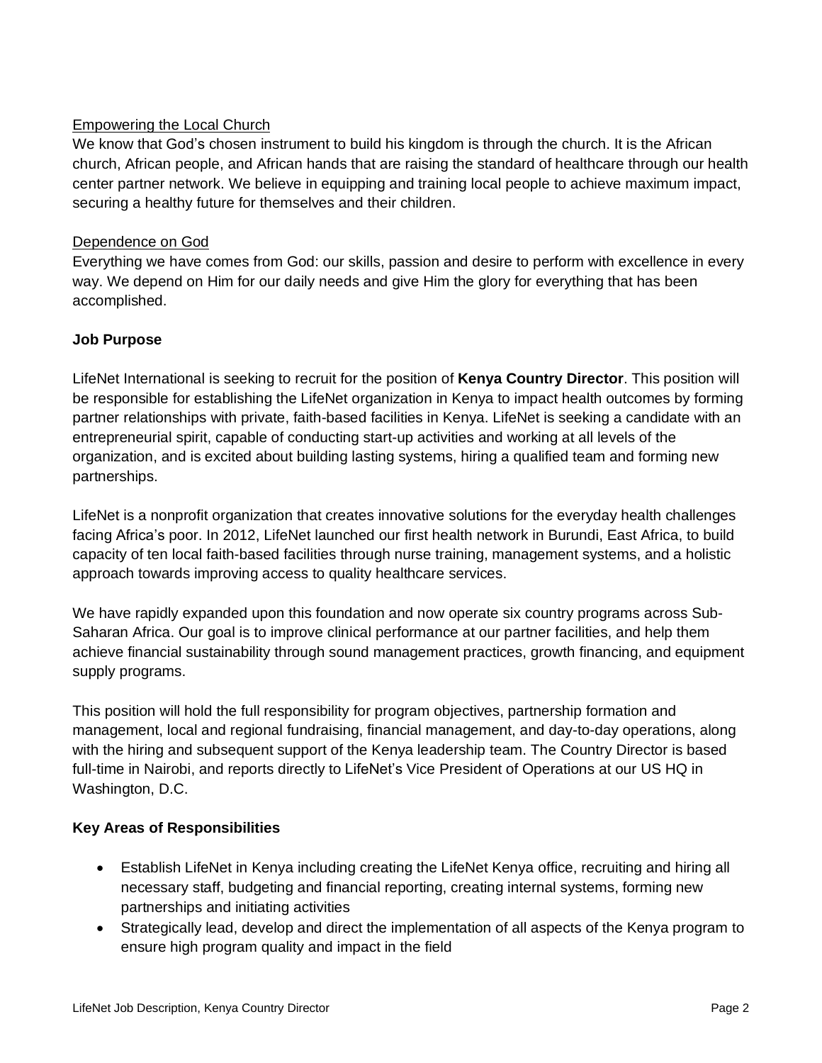<u>Empowering the Local Church</u>

We know that God's chosen instrument to build his kingdom is through the church. It is the African church, African people, and African hands that are raising the standard of healthcare through our health center partner network. We believe in equipping and training local people to achieve maximum impact, securing a healthy future for themselves and their children.

<u>Dependence on God</u>

Everything we have comes from God: our skills, passion and desire to perform with excellence in every way. We depend on Him for our daily needs and give Him the glory for everything that has been accomplished.

**Job Purpose**

LifeNet International is seeking to recruit for the position of **Kenya Country Director**. This position will be responsible for establishing the LifeNet organization in Kenya to impact health outcomes by forming partner relationships with private, faith-based facilities in Kenya. LifeNet is seeking a candidate with an entrepreneurial spirit, capable of conducting start-up activities and working at all levels of the organization, and is excited about building lasting systems, hiring a qualified team and forming new partnerships.

LifeNet is a nonprofit organization that creates innovative solutions for the everyday health challenges facing Africa's poor. In 2012, LifeNet launched our first health network in Burundi, East Africa, to build capacity of ten local faith-based facilities through nurse training, management systems, and a holistic approach towards improving access to quality healthcare services.

We have rapidly expanded upon this foundation and now operate six country programs across Sub-Saharan Africa. Our goal is to improve clinical performance at our partner facilities, and help them achieve financial sustainability through sound management practices, growth financing, and equipment supply programs.

This position will hold the full responsibility for program objectives, partnership formation and management, local and regional fundraising, financial management, and day-to-day operations, along with the hiring and subsequent support of the Kenya leadership team. The Country Director is based full-time in Nairobi, and reports directly to LifeNet's Vice President of Operations at our US HQ in Washington, D.C.

**Key Areas of Responsibilities**

- Establish LifeNet in Kenya including creating the LifeNet Kenya office, recruiting and hiring all necessary staff, budgeting and financial reporting, creating internal systems, forming new partnerships and initiating activities
- Strategically lead, develop and direct the implementation of all aspects of the Kenya program to ensure high program quality and impact in the field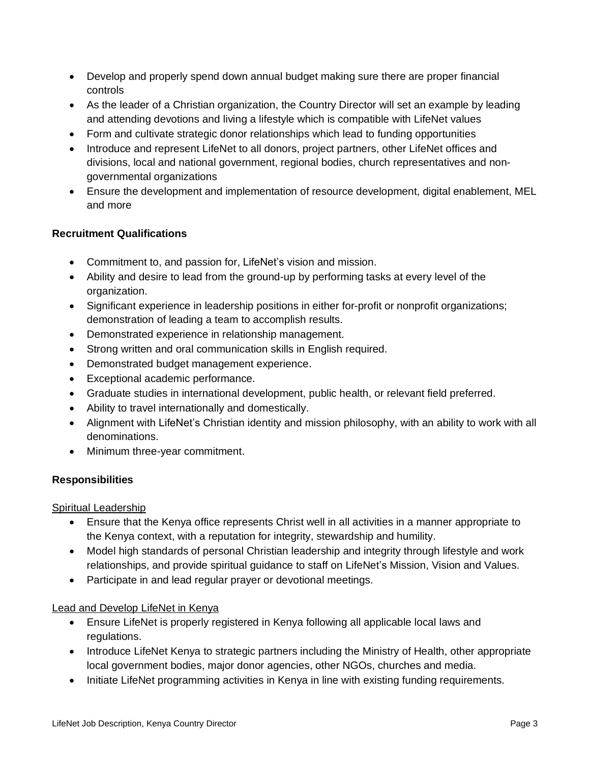- Develop and properly spend down annual budget making sure there are proper financial controls
- As the leader of a Christian organization, the Country Director will set an example by leading and attending devotions and living a lifestyle which is compatible with LifeNet values
- Form and cultivate strategic donor relationships which lead to funding opportunities
- Introduce and represent LifeNet to all donors, project partners, other LifeNet offices and divisions, local and national government, regional bodies, church representatives and non-governmental organizations
- Ensure the development and implementation of resource development, digital enablement, MEL and more

**Recruitment Qualifications**

- Commitment to, and passion for, LifeNet's vision and mission.
- Ability and desire to lead from the ground-up by performing tasks at every level of the organization.
- Significant experience in leadership positions in either for-profit or nonprofit organizations; demonstration of leading a team to accomplish results.
- Demonstrated experience in relationship management.
- Strong written and oral communication skills in English required.
- Demonstrated budget management experience.
- Exceptional academic performance.
- Graduate studies in international development, public health, or relevant field preferred.
- Ability to travel internationally and domestically.
- Alignment with LifeNet's Christian identity and mission philosophy, with an ability to work with all denominations.
- Minimum three-year commitment.

**Responsibilities**

<u>Spiritual Leadership</u>

- Ensure that the Kenya office represents Christ well in all activities in a manner appropriate to the Kenya context, with a reputation for integrity, stewardship and humility.
- Model high standards of personal Christian leadership and integrity through lifestyle and work relationships, and provide spiritual guidance to staff on LifeNet's Mission, Vision and Values.
- Participate in and lead regular prayer or devotional meetings.

<u>Lead and Develop LifeNet in Kenya</u>

- Ensure LifeNet is properly registered in Kenya following all applicable local laws and regulations.
- Introduce LifeNet Kenya to strategic partners including the Ministry of Health, other appropriate local government bodies, major donor agencies, other NGOs, churches and media.
- Initiate LifeNet programming activities in Kenya in line with existing funding requirements.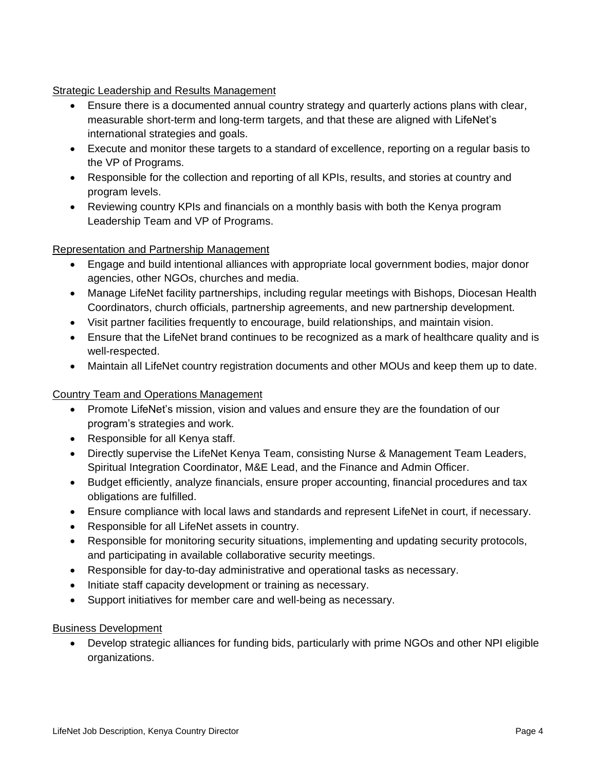Strategic Leadership and Results Management

- Ensure there is a documented annual country strategy and quarterly actions plans with clear, measurable short-term and long-term targets, and that these are aligned with LifeNet's international strategies and goals.
- Execute and monitor these targets to a standard of excellence, reporting on a regular basis to the VP of Programs.
- Responsible for the collection and reporting of all KPIs, results, and stories at country and program levels.
- Reviewing country KPIs and financials on a monthly basis with both the Kenya program Leadership Team and VP of Programs.

Representation and Partnership Management

- Engage and build intentional alliances with appropriate local government bodies, major donor agencies, other NGOs, churches and media.
- Manage LifeNet facility partnerships, including regular meetings with Bishops, Diocesan Health Coordinators, church officials, partnership agreements, and new partnership development.
- Visit partner facilities frequently to encourage, build relationships, and maintain vision.
- Ensure that the LifeNet brand continues to be recognized as a mark of healthcare quality and is well-respected.
- Maintain all LifeNet country registration documents and other MOUs and keep them up to date.

Country Team and Operations Management

- Promote LifeNet's mission, vision and values and ensure they are the foundation of our program's strategies and work.
- Responsible for all Kenya staff.
- Directly supervise the LifeNet Kenya Team, consisting Nurse & Management Team Leaders, Spiritual Integration Coordinator, M&E Lead, and the Finance and Admin Officer.
- Budget efficiently, analyze financials, ensure proper accounting, financial procedures and tax obligations are fulfilled.
- Ensure compliance with local laws and standards and represent LifeNet in court, if necessary.
- Responsible for all LifeNet assets in country.
- Responsible for monitoring security situations, implementing and updating security protocols, and participating in available collaborative security meetings.
- Responsible for day-to-day administrative and operational tasks as necessary.
- Initiate staff capacity development or training as necessary.
- Support initiatives for member care and well-being as necessary.

Business Development

- Develop strategic alliances for funding bids, particularly with prime NGOs and other NPI eligible organizations.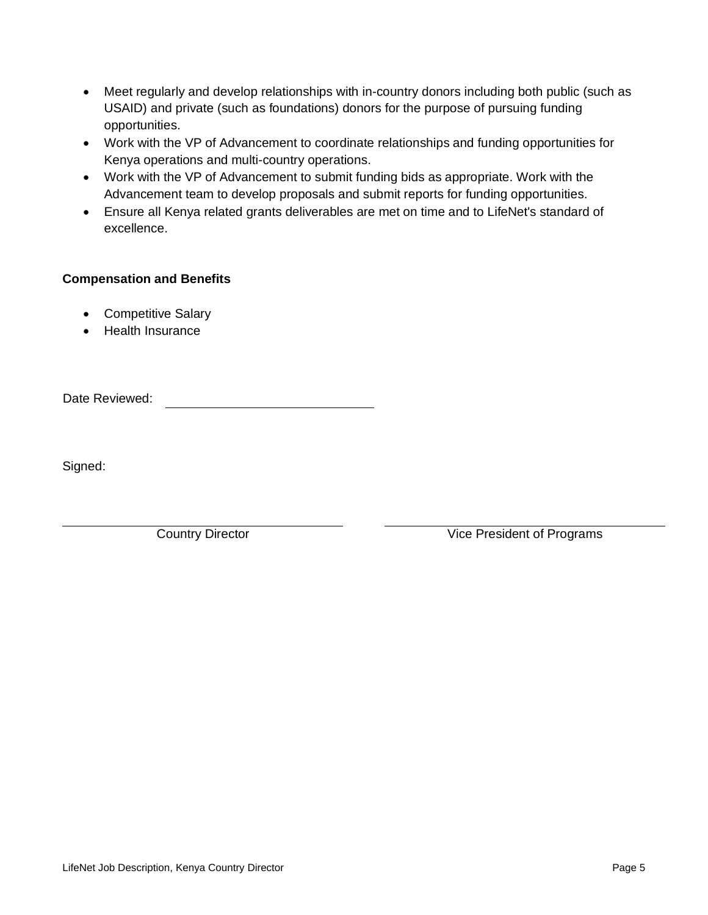- Meet regularly and develop relationships with in-country donors including both public (such as USAID) and private (such as foundations) donors for the purpose of pursuing funding opportunities.
- Work with the VP of Advancement to coordinate relationships and funding opportunities for Kenya operations and multi-country operations.
- Work with the VP of Advancement to submit funding bids as appropriate. Work with the Advancement team to develop proposals and submit reports for funding opportunities.
- Ensure all Kenya related grants deliverables are met on time and to LifeNet's standard of excellence.

**Compensation and Benefits**

- Competitive Salary
- Health Insurance

Date Reviewed: ______________________________

Signed:

______________________________ Country Director

______________________________ Vice President of Programs